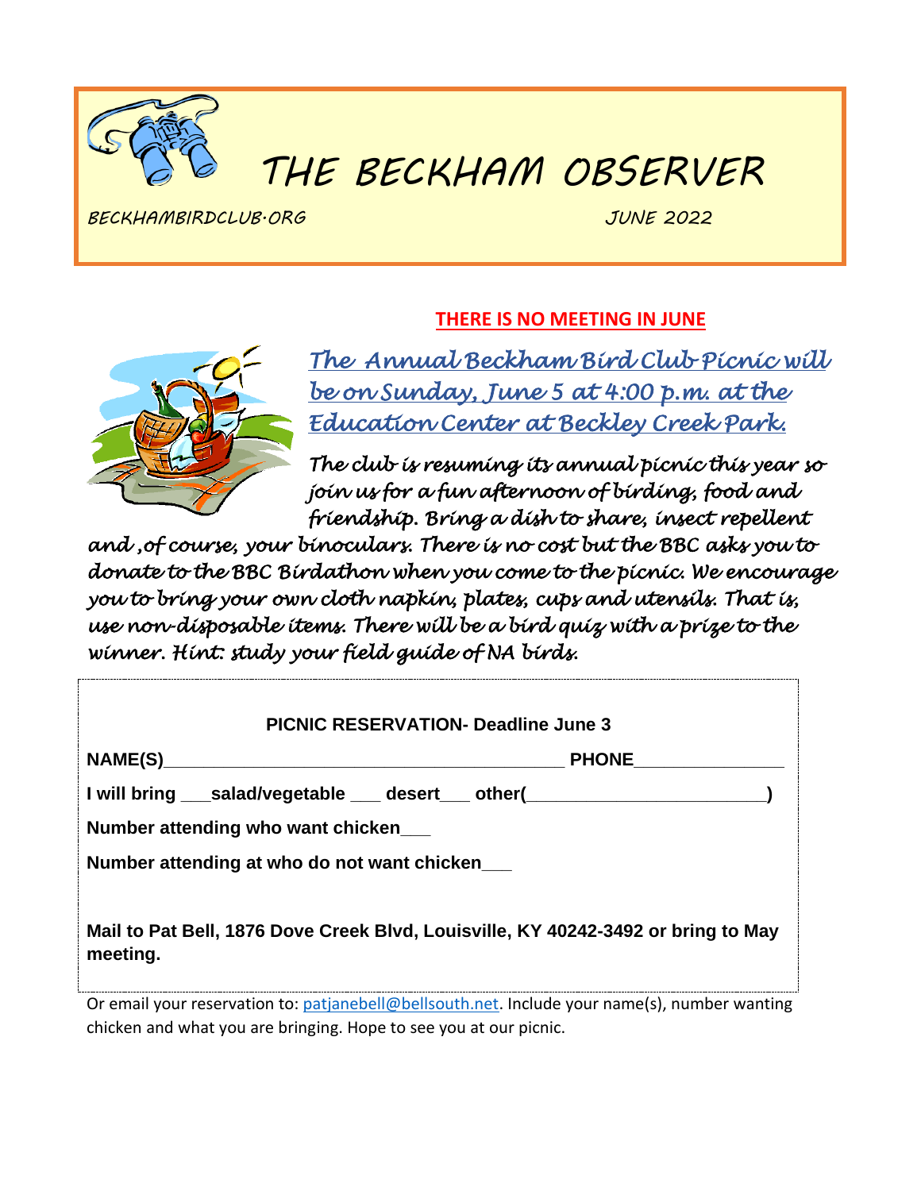# THE BECKHAM OBSERVER

BECKHAMBIRDCLUB.ORG JUNE 2022

**THERE IS NO MEETING IN JUNE**

***The Annual Beckham Bird Club Picnic will be on Sunday, June 5 at 4:00 p.m. at the Education Center at Beckley Creek Park.***

*The club is resuming its annual picnic this year so join us for a fun afternoon of birding, food and friendship. Bring a dish to share, insect repellent and ,of course, your binoculars. There is no cost but the BBC asks you to donate to the BBC Birdathon when you come to the picnic. We encourage you to bring your own cloth napkin, plates, cups and utensils. That is, use non-disposable items. There will be a bird quiz with a prize to the winner. Hint: study your field guide of NA birds.*

**PICNIC RESERVATION- Deadline June 3**

**NAME(S)________________________________________ PHONE_______________**

**I will bring ___salad/vegetable ___ desert___ other(________________________)**

**Number attending who want chicken___**

**Number attending at who do not want chicken___**

**Mail to Pat Bell, 1876 Dove Creek Blvd, Louisville, KY 40242-3492 or bring to May meeting.**

Or email your reservation to: patjanebell@bellsouth.net. Include your name(s), number wanting chicken and what you are bringing. Hope to see you at our picnic.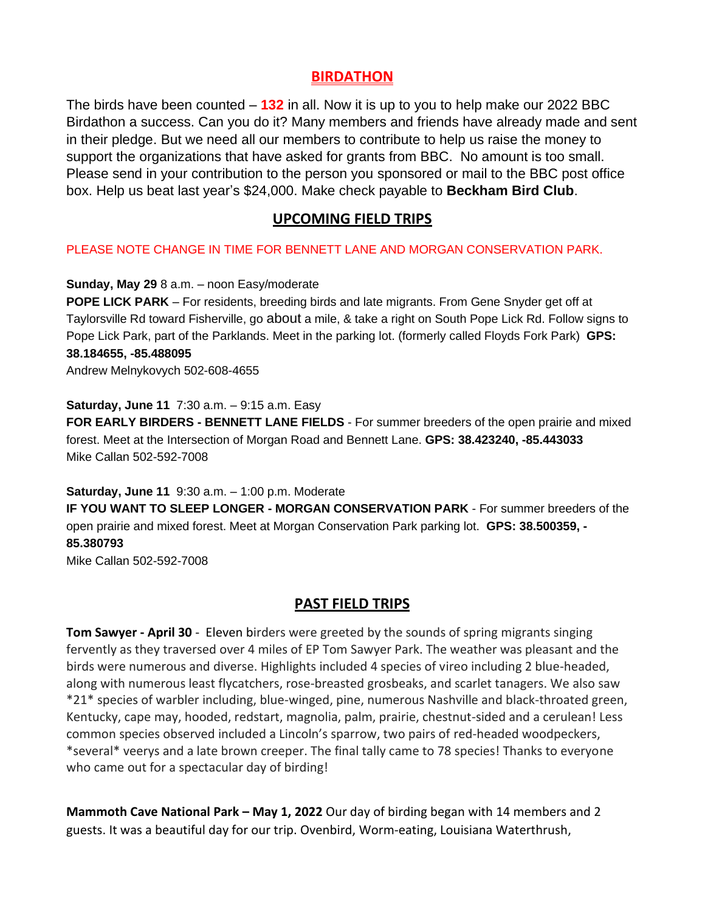## BIRDATHON

The birds have been counted – **132** in all. Now it is up to you to help make our 2022 BBC Birdathon a success. Can you do it? Many members and friends have already made and sent in their pledge. But we need all our members to contribute to help us raise the money to support the organizations that have asked for grants from BBC. No amount is too small. Please send in your contribution to the person you sponsored or mail to the BBC post office box. Help us beat last year's $24,000. Make check payable to **Beckham Bird Club**.

## UPCOMING FIELD TRIPS

PLEASE NOTE CHANGE IN TIME FOR BENNETT LANE AND MORGAN CONSERVATION PARK.

**Sunday, May 29** 8 a.m. – noon Easy/moderate
**POPE LICK PARK** – For residents, breeding birds and late migrants. From Gene Snyder get off at Taylorsville Rd toward Fisherville, go about a mile, & take a right on South Pope Lick Rd. Follow signs to Pope Lick Park, part of the Parklands. Meet in the parking lot. (formerly called Floyds Fork Park) **GPS: 38.184655, -85.488095**
Andrew Melnykovych 502-608-4655

**Saturday, June 11** 7:30 a.m. – 9:15 a.m. Easy
**FOR EARLY BIRDERS - BENNETT LANE FIELDS** - For summer breeders of the open prairie and mixed forest. Meet at the Intersection of Morgan Road and Bennett Lane. **GPS: 38.423240, -85.443033**
Mike Callan 502-592-7008

**Saturday, June 11** 9:30 a.m. – 1:00 p.m. Moderate
**IF YOU WANT TO SLEEP LONGER - MORGAN CONSERVATION PARK** - For summer breeders of the open prairie and mixed forest. Meet at Morgan Conservation Park parking lot. **GPS: 38.500359, -85.380793**
Mike Callan 502-592-7008

## PAST FIELD TRIPS

**Tom Sawyer - April 30** - Eleven birders were greeted by the sounds of spring migrants singing fervently as they traversed over 4 miles of EP Tom Sawyer Park. The weather was pleasant and the birds were numerous and diverse. Highlights included 4 species of vireo including 2 blue-headed, along with numerous least flycatchers, rose-breasted grosbeaks, and scarlet tanagers. We also saw *21* species of warbler including, blue-winged, pine, numerous Nashville and black-throated green, Kentucky, cape may, hooded, redstart, magnolia, palm, prairie, chestnut-sided and a cerulean! Less common species observed included a Lincoln's sparrow, two pairs of red-headed woodpeckers, *several* veerys and a late brown creeper. The final tally came to 78 species! Thanks to everyone who came out for a spectacular day of birding!

**Mammoth Cave National Park – May 1, 2022** Our day of birding began with 14 members and 2 guests. It was a beautiful day for our trip. Ovenbird, Worm-eating, Louisiana Waterthrush,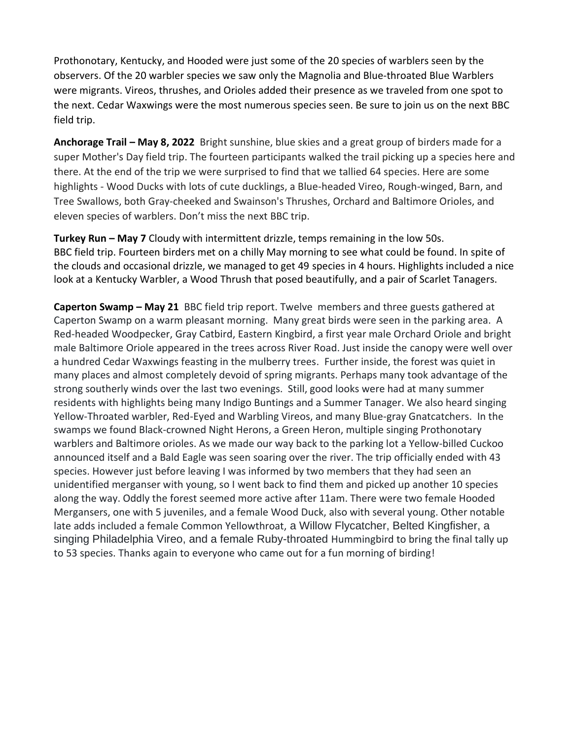Prothonotary, Kentucky, and Hooded were just some of the 20 species of warblers seen by the observers. Of the 20 warbler species we saw only the Magnolia and Blue-throated Blue Warblers were migrants. Vireos, thrushes, and Orioles added their presence as we traveled from one spot to the next. Cedar Waxwings were the most numerous species seen. Be sure to join us on the next BBC field trip.

**Anchorage Trail – May 8, 2022** Bright sunshine, blue skies and a great group of birders made for a super Mother's Day field trip. The fourteen participants walked the trail picking up a species here and there. At the end of the trip we were surprised to find that we tallied 64 species. Here are some highlights - Wood Ducks with lots of cute ducklings, a Blue-headed Vireo, Rough-winged, Barn, and Tree Swallows, both Gray-cheeked and Swainson's Thrushes, Orchard and Baltimore Orioles, and eleven species of warblers. Don't miss the next BBC trip.

**Turkey Run – May 7** Cloudy with intermittent drizzle, temps remaining in the low 50s. BBC field trip. Fourteen birders met on a chilly May morning to see what could be found. In spite of the clouds and occasional drizzle, we managed to get 49 species in 4 hours. Highlights included a nice look at a Kentucky Warbler, a Wood Thrush that posed beautifully, and a pair of Scarlet Tanagers.

**Caperton Swamp – May 21** BBC field trip report. Twelve members and three guests gathered at Caperton Swamp on a warm pleasant morning. Many great birds were seen in the parking area. A Red-headed Woodpecker, Gray Catbird, Eastern Kingbird, a first year male Orchard Oriole and bright male Baltimore Oriole appeared in the trees across River Road. Just inside the canopy were well over a hundred Cedar Waxwings feasting in the mulberry trees. Further inside, the forest was quiet in many places and almost completely devoid of spring migrants. Perhaps many took advantage of the strong southerly winds over the last two evenings. Still, good looks were had at many summer residents with highlights being many Indigo Buntings and a Summer Tanager. We also heard singing Yellow-Throated warbler, Red-Eyed and Warbling Vireos, and many Blue-gray Gnatcatchers. In the swamps we found Black-crowned Night Herons, a Green Heron, multiple singing Prothonotary warblers and Baltimore orioles. As we made our way back to the parking lot a Yellow-billed Cuckoo announced itself and a Bald Eagle was seen soaring over the river. The trip officially ended with 43 species. However just before leaving I was informed by two members that they had seen an unidentified merganser with young, so I went back to find them and picked up another 10 species along the way. Oddly the forest seemed more active after 11am. There were two female Hooded Mergansers, one with 5 juveniles, and a female Wood Duck, also with several young. Other notable late adds included a female Common Yellowthroat, a Willow Flycatcher, Belted Kingfisher, a singing Philadelphia Vireo, and a female Ruby-throated Hummingbird to bring the final tally up to 53 species. Thanks again to everyone who came out for a fun morning of birding!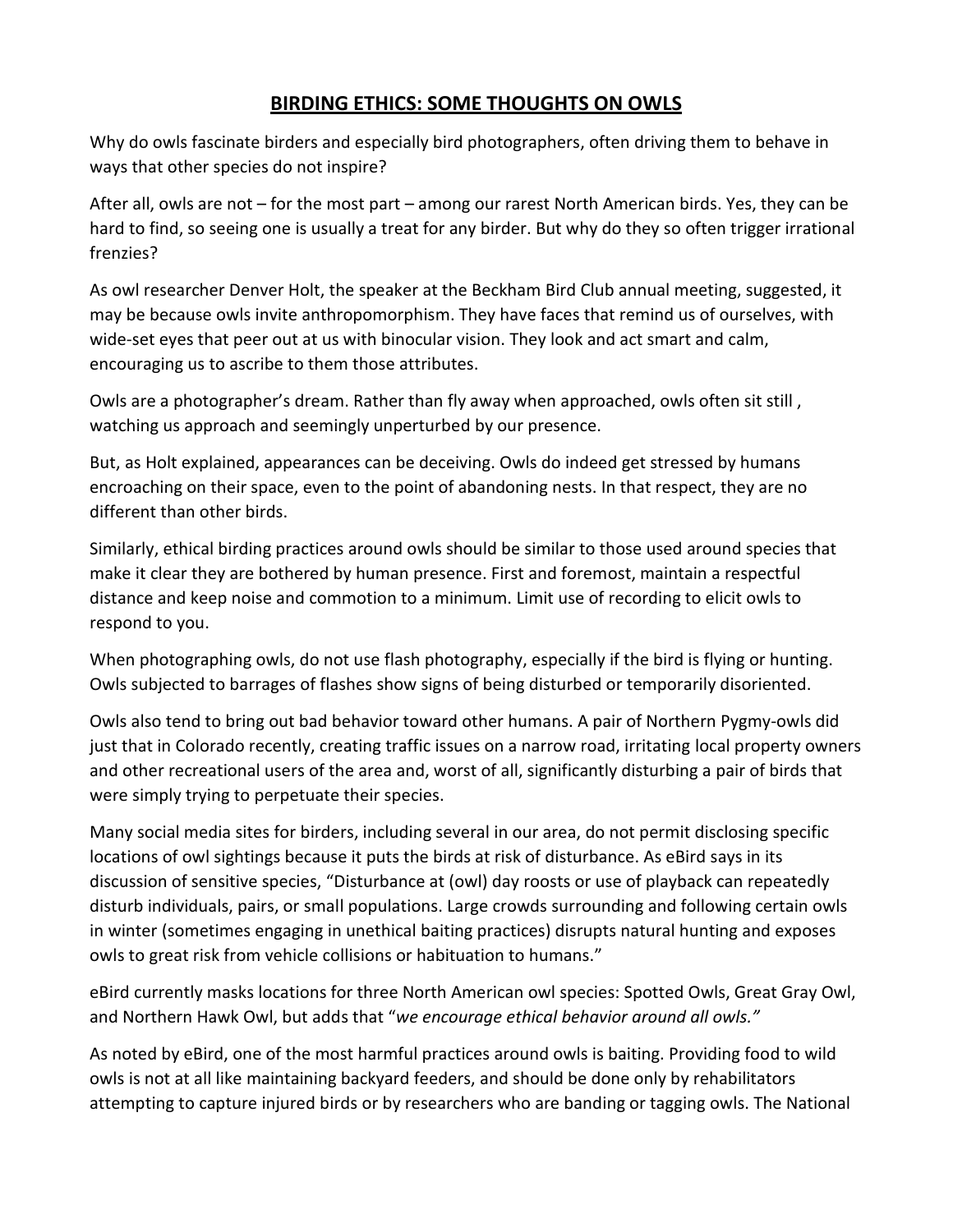# BIRDING ETHICS: SOME THOUGHTS ON OWLS

Why do owls fascinate birders and especially bird photographers, often driving them to behave in ways that other species do not inspire?

After all, owls are not – for the most part – among our rarest North American birds. Yes, they can be hard to find, so seeing one is usually a treat for any birder. But why do they so often trigger irrational frenzies?

As owl researcher Denver Holt, the speaker at the Beckham Bird Club annual meeting, suggested, it may be because owls invite anthropomorphism. They have faces that remind us of ourselves, with wide-set eyes that peer out at us with binocular vision. They look and act smart and calm, encouraging us to ascribe to them those attributes.

Owls are a photographer's dream. Rather than fly away when approached, owls often sit still , watching us approach and seemingly unperturbed by our presence.

But, as Holt explained, appearances can be deceiving. Owls do indeed get stressed by humans encroaching on their space, even to the point of abandoning nests. In that respect, they are no different than other birds.

Similarly, ethical birding practices around owls should be similar to those used around species that make it clear they are bothered by human presence. First and foremost, maintain a respectful distance and keep noise and commotion to a minimum. Limit use of recording to elicit owls to respond to you.

When photographing owls, do not use flash photography, especially if the bird is flying or hunting. Owls subjected to barrages of flashes show signs of being disturbed or temporarily disoriented.

Owls also tend to bring out bad behavior toward other humans. A pair of Northern Pygmy-owls did just that in Colorado recently, creating traffic issues on a narrow road, irritating local property owners and other recreational users of the area and, worst of all, significantly disturbing a pair of birds that were simply trying to perpetuate their species.

Many social media sites for birders, including several in our area, do not permit disclosing specific locations of owl sightings because it puts the birds at risk of disturbance. As eBird says in its discussion of sensitive species, "Disturbance at (owl) day roosts or use of playback can repeatedly disturb individuals, pairs, or small populations. Large crowds surrounding and following certain owls in winter (sometimes engaging in unethical baiting practices) disrupts natural hunting and exposes owls to great risk from vehicle collisions or habituation to humans."

eBird currently masks locations for three North American owl species: Spotted Owls, Great Gray Owl, and Northern Hawk Owl, but adds that "*we encourage ethical behavior around all owls."*

As noted by eBird, one of the most harmful practices around owls is baiting. Providing food to wild owls is not at all like maintaining backyard feeders, and should be done only by rehabilitators attempting to capture injured birds or by researchers who are banding or tagging owls. The National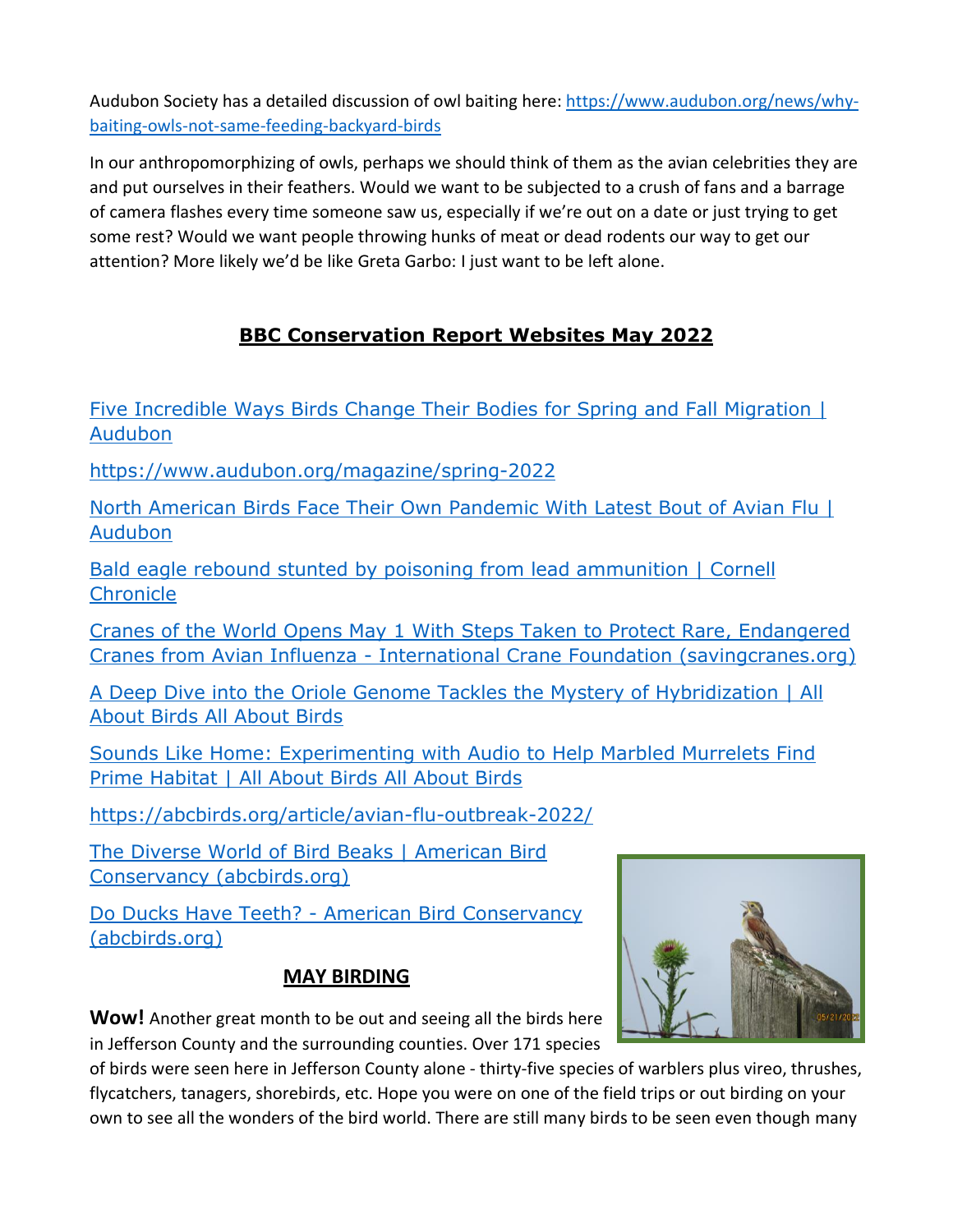Audubon Society has a detailed discussion of owl baiting here: [https://www.audubon.org/news/why-baiting-owls-not-same-feeding-backyard-birds](https://www.audubon.org/news/why-baiting-owls-not-same-feeding-backyard-birds)

In our anthropomorphizing of owls, perhaps we should think of them as the avian celebrities they are and put ourselves in their feathers. Would we want to be subjected to a crush of fans and a barrage of camera flashes every time someone saw us, especially if we're out on a date or just trying to get some rest? Would we want people throwing hunks of meat or dead rodents our way to get our attention? More likely we'd be like Greta Garbo: I just want to be left alone.

## BBC Conservation Report Websites May 2022

Five Incredible Ways Birds Change Their Bodies for Spring and Fall Migration | Audubon

https://www.audubon.org/magazine/spring-2022

North American Birds Face Their Own Pandemic With Latest Bout of Avian Flu | Audubon

Bald eagle rebound stunted by poisoning from lead ammunition | Cornell Chronicle

Cranes of the World Opens May 1 With Steps Taken to Protect Rare, Endangered Cranes from Avian Influenza - International Crane Foundation (savingcranes.org)

A Deep Dive into the Oriole Genome Tackles the Mystery of Hybridization | All About Birds All About Birds

Sounds Like Home: Experimenting with Audio to Help Marbled Murrelets Find Prime Habitat | All About Birds All About Birds

https://abcbirds.org/article/avian-flu-outbreak-2022/

The Diverse World of Bird Beaks | American Bird Conservancy (abcbirds.org)

Do Ducks Have Teeth? - American Bird Conservancy (abcbirds.org)

## MAY BIRDING

**Wow!** Another great month to be out and seeing all the birds here in Jefferson County and the surrounding counties. Over 171 species of birds were seen here in Jefferson County alone - thirty-five species of warblers plus vireo, thrushes, flycatchers, tanagers, shorebirds, etc. Hope you were on one of the field trips or out birding on your own to see all the wonders of the bird world. There are still many birds to be seen even though many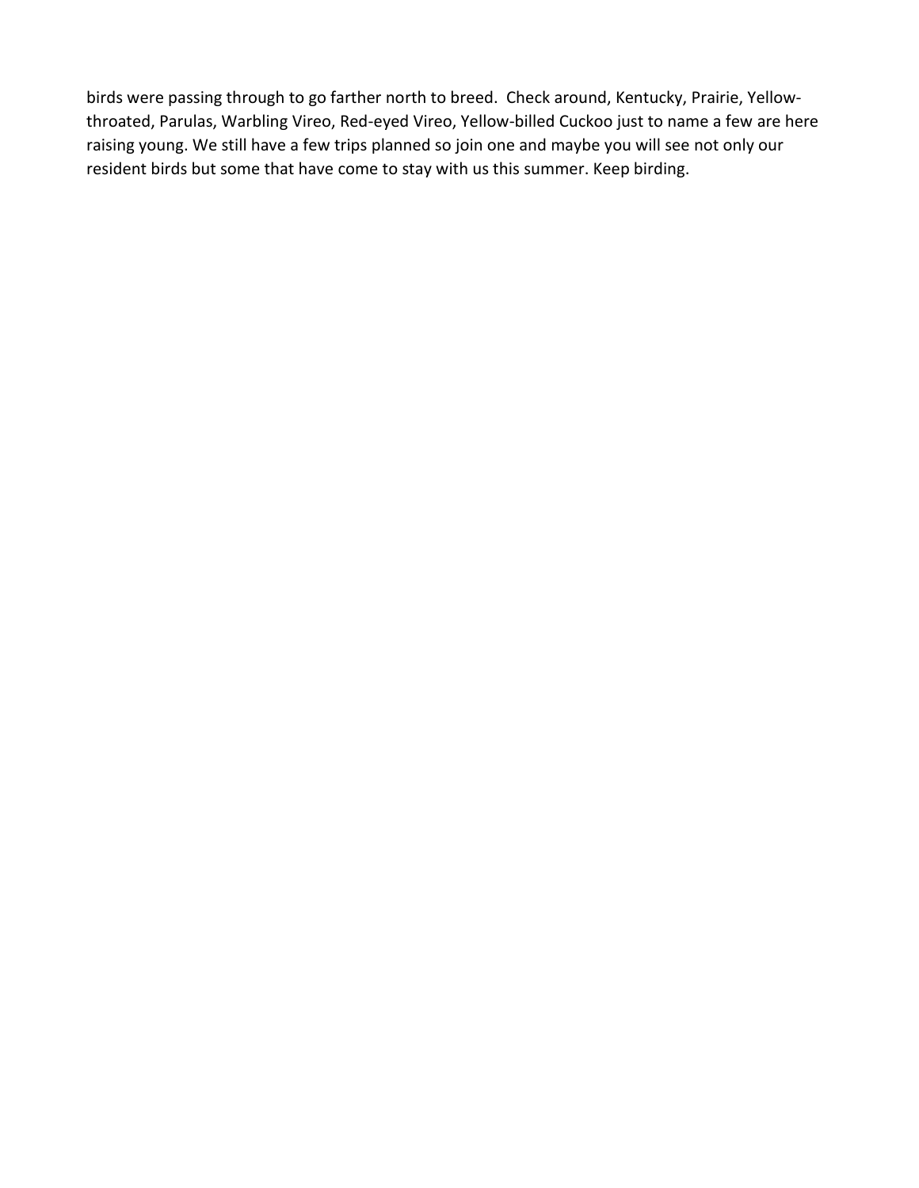birds were passing through to go farther north to breed.  Check around, Kentucky, Prairie, Yellow-throated, Parulas, Warbling Vireo, Red-eyed Vireo, Yellow-billed Cuckoo just to name a few are here raising young. We still have a few trips planned so join one and maybe you will see not only our resident birds but some that have come to stay with us this summer. Keep birding.